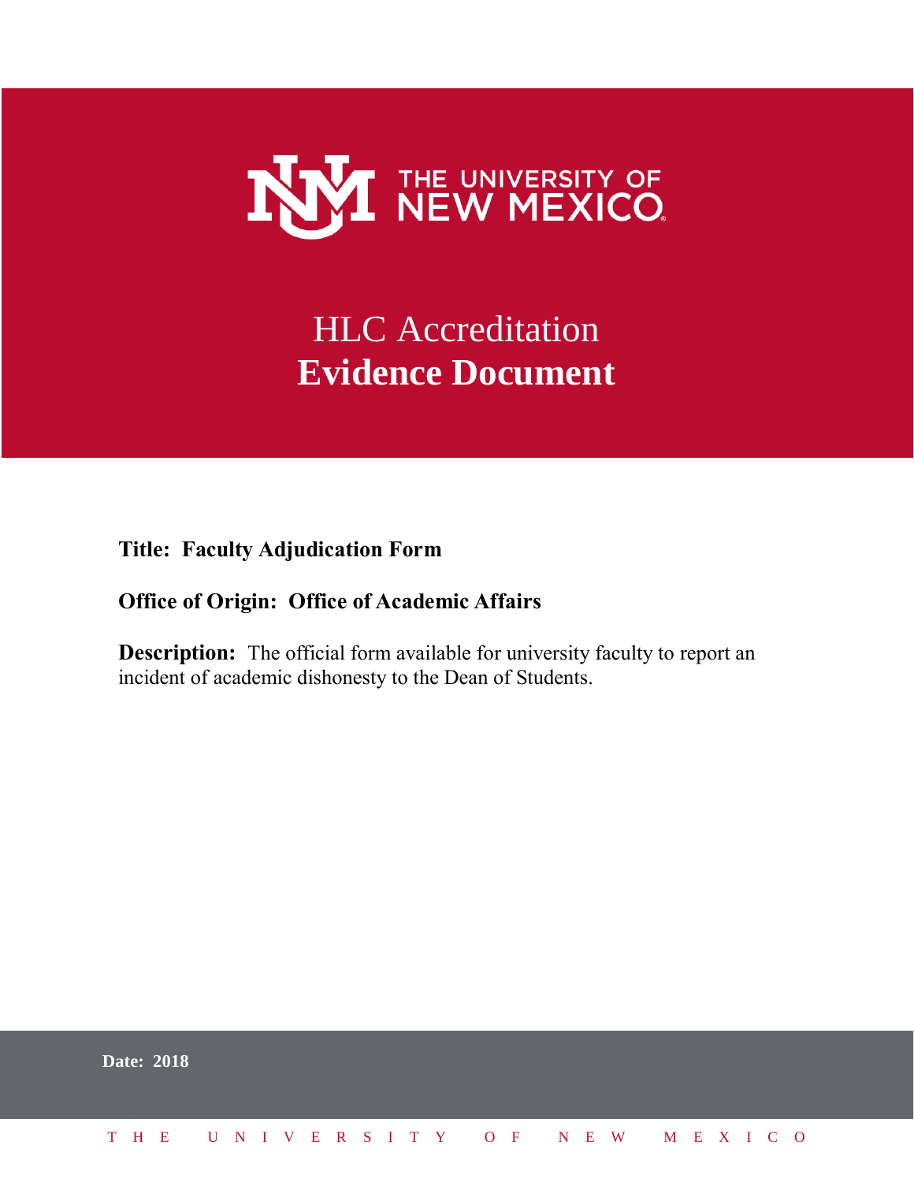# THE UNIVERSITY OF NEW MEXICO

# HLC Accreditation
# **Evidence Document**

**Title: Faculty Adjudication Form**

**Office of Origin: Office of Academic Affairs**

**Description:** The official form available for university faculty to report an incident of academic dishonesty to the Dean of Students.

**Date: 2018**

THE UNIVERSITY OF NEW MEXICO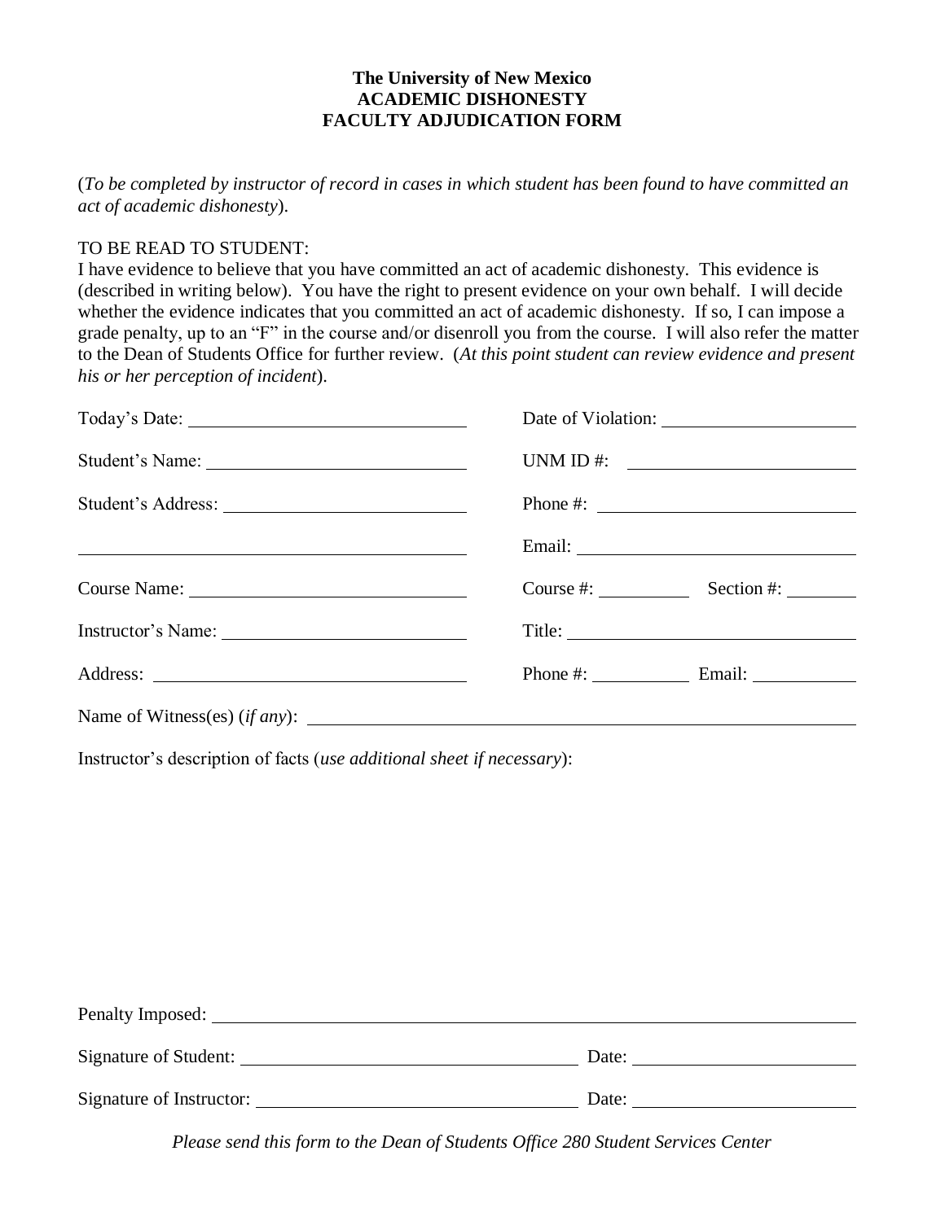**The University of New Mexico**
**ACADEMIC DISHONESTY**
**FACULTY ADJUDICATION FORM**

(*To be completed by instructor of record in cases in which student has been found to have committed an act of academic dishonesty*).

TO BE READ TO STUDENT:
I have evidence to believe that you have committed an act of academic dishonesty. This evidence is (described in writing below). You have the right to present evidence on your own behalf. I will decide whether the evidence indicates that you committed an act of academic dishonesty. If so, I can impose a grade penalty, up to an "F" in the course and/or disenroll you from the course. I will also refer the matter to the Dean of Students Office for further review. (*At this point student can review evidence and present his or her perception of incident*).

Today's Date: ____________________________

Date of Violation: ____________________

Student's Name: ___________________________

UNM ID #: ______________________

Student's Address: _________________________

_________________________________________

Phone #: __________________________

Email: ____________________________

Course Name: _____________________________

Course #: _________ Section #: _______

Instructor's Name: _________________________

Title: _____________________________

Address: ________________________________

Phone #: __________ Email: __________

Name of Witness(es) (*if any*): ____________________________________________________________

Instructor's description of facts (*use additional sheet if necessary*):

Penalty Imposed: ________________________________________________________________________

Signature of Student: ___________________________________ Date: ______________________

Signature of Instructor: _________________________________ Date: ______________________

*Please send this form to the Dean of Students Office 280 Student Services Center*